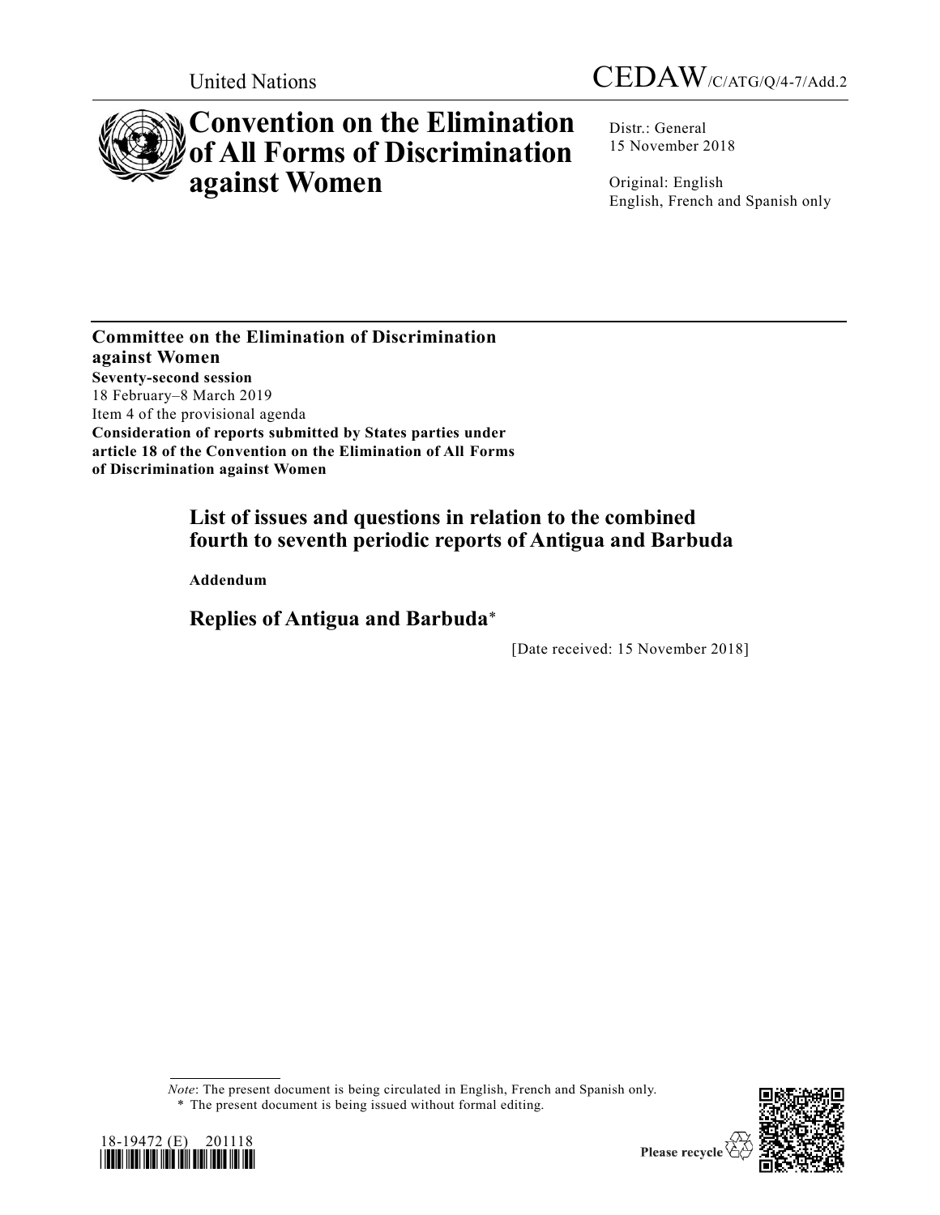United Nations

CEDAW/C/ATG/Q/4-7/Add.2

# Convention on the Elimination of All Forms of Discrimination against Women

Distr.: General
15 November 2018

Original: English
English, French and Spanish only

**Committee on the Elimination of Discrimination against Women**
**Seventy-second session**
18 February–8 March 2019
Item 4 of the provisional agenda
**Consideration of reports submitted by States parties under article 18 of the Convention on the Elimination of All Forms of Discrimination against Women**

## List of issues and questions in relation to the combined fourth to seventh periodic reports of Antigua and Barbuda

**Addendum**

## Replies of Antigua and Barbuda*

[Date received: 15 November 2018]

*Note*: The present document is being circulated in English, French and Spanish only.
\* The present document is being issued without formal editing.

18-19472 (E) 201118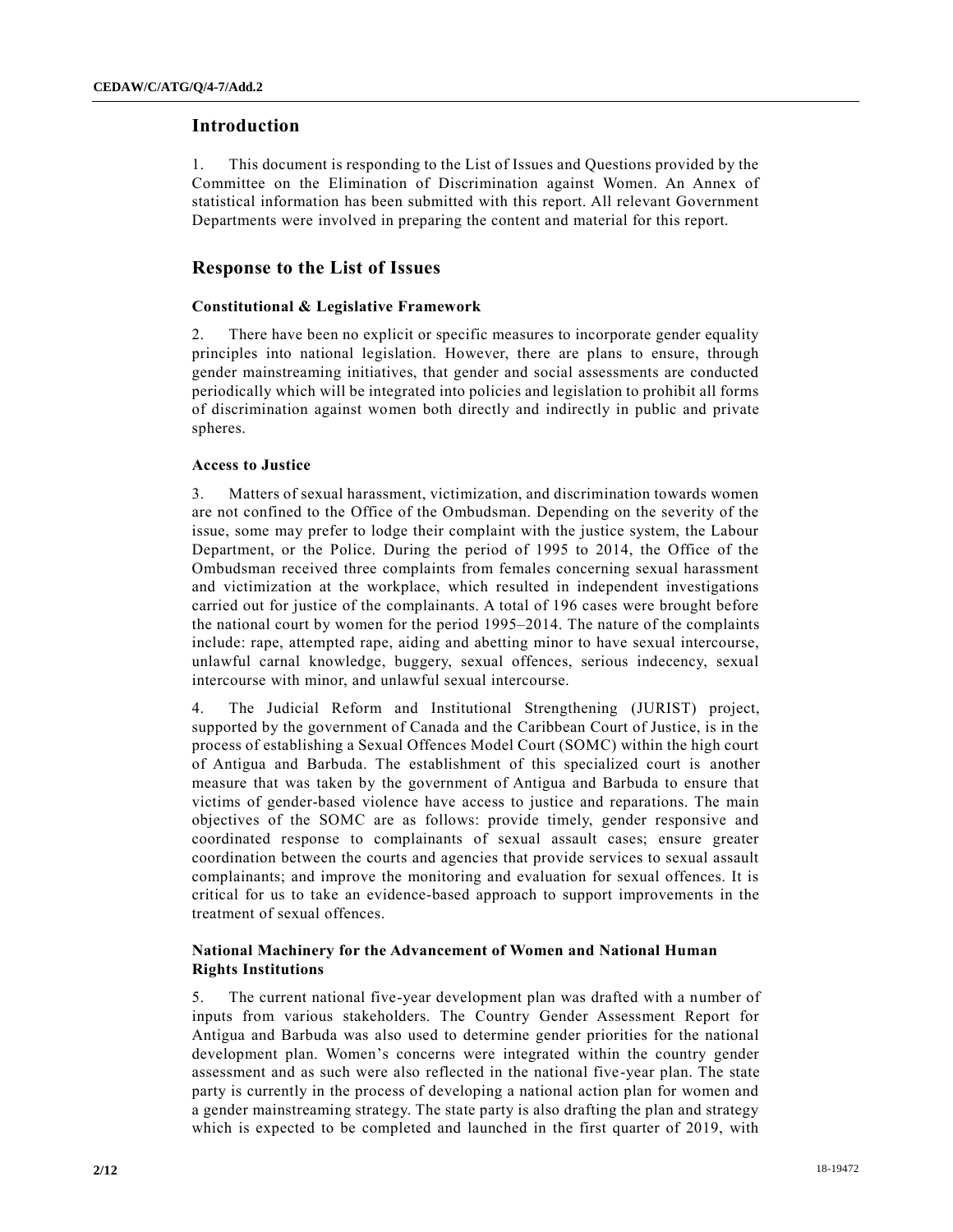## Introduction

1. This document is responding to the List of Issues and Questions provided by the Committee on the Elimination of Discrimination against Women. An Annex of statistical information has been submitted with this report. All relevant Government Departments were involved in preparing the content and material for this report.

## Response to the List of Issues

### Constitutional & Legislative Framework

2. There have been no explicit or specific measures to incorporate gender equality principles into national legislation. However, there are plans to ensure, through gender mainstreaming initiatives, that gender and social assessments are conducted periodically which will be integrated into policies and legislation to prohibit all forms of discrimination against women both directly and indirectly in public and private spheres.

### Access to Justice

3. Matters of sexual harassment, victimization, and discrimination towards women are not confined to the Office of the Ombudsman. Depending on the severity of the issue, some may prefer to lodge their complaint with the justice system, the Labour Department, or the Police. During the period of 1995 to 2014, the Office of the Ombudsman received three complaints from females concerning sexual harassment and victimization at the workplace, which resulted in independent investigations carried out for justice of the complainants. A total of 196 cases were brought before the national court by women for the period 1995–2014. The nature of the complaints include: rape, attempted rape, aiding and abetting minor to have sexual intercourse, unlawful carnal knowledge, buggery, sexual offences, serious indecency, sexual intercourse with minor, and unlawful sexual intercourse.

4. The Judicial Reform and Institutional Strengthening (JURIST) project, supported by the government of Canada and the Caribbean Court of Justice, is in the process of establishing a Sexual Offences Model Court (SOMC) within the high court of Antigua and Barbuda. The establishment of this specialized court is another measure that was taken by the government of Antigua and Barbuda to ensure that victims of gender-based violence have access to justice and reparations. The main objectives of the SOMC are as follows: provide timely, gender responsive and coordinated response to complainants of sexual assault cases; ensure greater coordination between the courts and agencies that provide services to sexual assault complainants; and improve the monitoring and evaluation for sexual offences. It is critical for us to take an evidence-based approach to support improvements in the treatment of sexual offences.

### National Machinery for the Advancement of Women and National Human Rights Institutions

5. The current national five-year development plan was drafted with a number of inputs from various stakeholders. The Country Gender Assessment Report for Antigua and Barbuda was also used to determine gender priorities for the national development plan. Women's concerns were integrated within the country gender assessment and as such were also reflected in the national five-year plan. The state party is currently in the process of developing a national action plan for women and a gender mainstreaming strategy. The state party is also drafting the plan and strategy which is expected to be completed and launched in the first quarter of 2019, with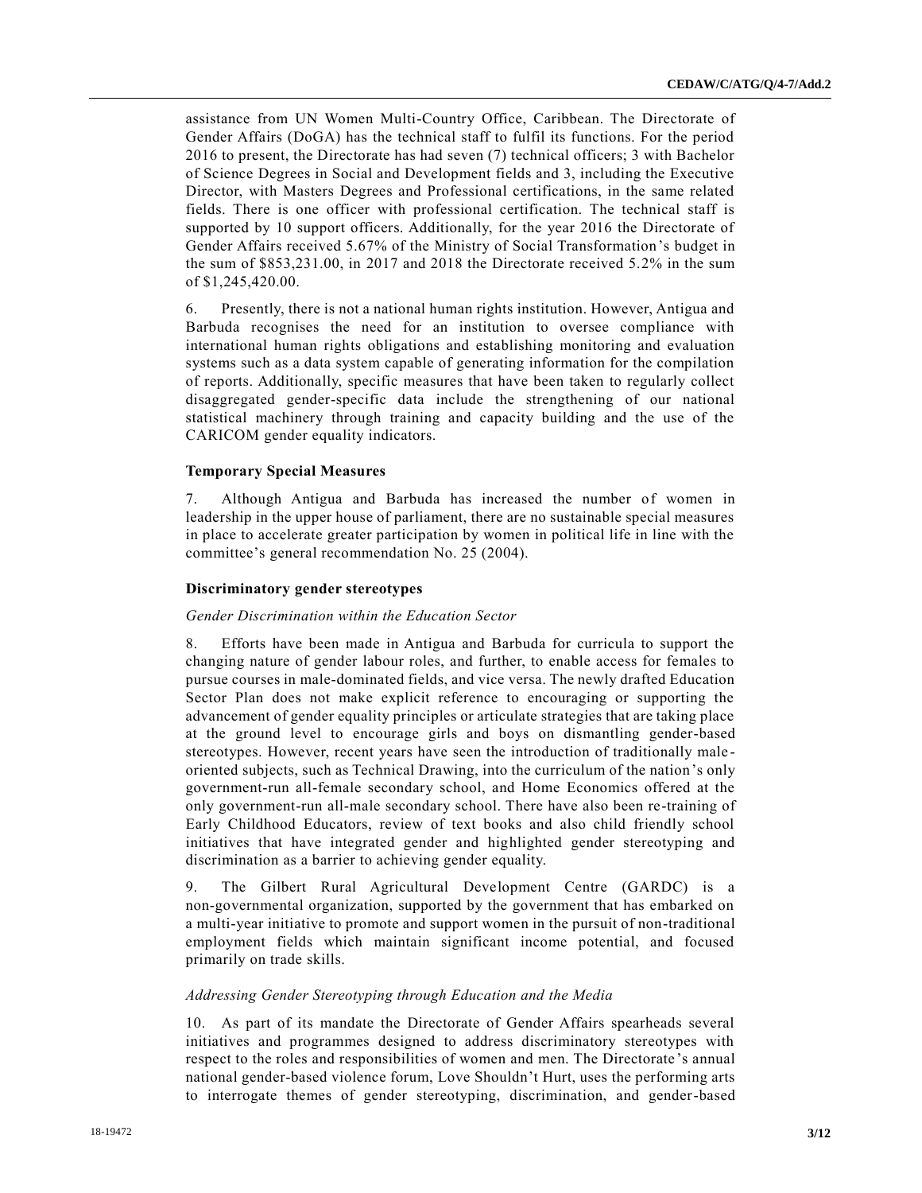assistance from UN Women Multi-Country Office, Caribbean. The Directorate of Gender Affairs (DoGA) has the technical staff to fulfil its functions. For the period 2016 to present, the Directorate has had seven (7) technical officers; 3 with Bachelor of Science Degrees in Social and Development fields and 3, including the Executive Director, with Masters Degrees and Professional certifications, in the same related fields. There is one officer with professional certification. The technical staff is supported by 10 support officers. Additionally, for the year 2016 the Directorate of Gender Affairs received 5.67% of the Ministry of Social Transformation's budget in the sum of $853,231.00, in 2017 and 2018 the Directorate received 5.2% in the sum of $1,245,420.00.

6. Presently, there is not a national human rights institution. However, Antigua and Barbuda recognises the need for an institution to oversee compliance with international human rights obligations and establishing monitoring and evaluation systems such as a data system capable of generating information for the compilation of reports. Additionally, specific measures that have been taken to regularly collect disaggregated gender-specific data include the strengthening of our national statistical machinery through training and capacity building and the use of the CARICOM gender equality indicators.

### Temporary Special Measures

7. Although Antigua and Barbuda has increased the number of women in leadership in the upper house of parliament, there are no sustainable special measures in place to accelerate greater participation by women in political life in line with the committee's general recommendation No. 25 (2004).

### Discriminatory gender stereotypes

*Gender Discrimination within the Education Sector*

8. Efforts have been made in Antigua and Barbuda for curricula to support the changing nature of gender labour roles, and further, to enable access for females to pursue courses in male-dominated fields, and vice versa. The newly drafted Education Sector Plan does not make explicit reference to encouraging or supporting the advancement of gender equality principles or articulate strategies that are taking place at the ground level to encourage girls and boys on dismantling gender-based stereotypes. However, recent years have seen the introduction of traditionally male-oriented subjects, such as Technical Drawing, into the curriculum of the nation's only government-run all-female secondary school, and Home Economics offered at the only government-run all-male secondary school. There have also been re-training of Early Childhood Educators, review of text books and also child friendly school initiatives that have integrated gender and highlighted gender stereotyping and discrimination as a barrier to achieving gender equality.

9. The Gilbert Rural Agricultural Development Centre (GARDC) is a non-governmental organization, supported by the government that has embarked on a multi-year initiative to promote and support women in the pursuit of non-traditional employment fields which maintain significant income potential, and focused primarily on trade skills.

*Addressing Gender Stereotyping through Education and the Media*

10. As part of its mandate the Directorate of Gender Affairs spearheads several initiatives and programmes designed to address discriminatory stereotypes with respect to the roles and responsibilities of women and men. The Directorate's annual national gender-based violence forum, Love Shouldn't Hurt, uses the performing arts to interrogate themes of gender stereotyping, discrimination, and gender-based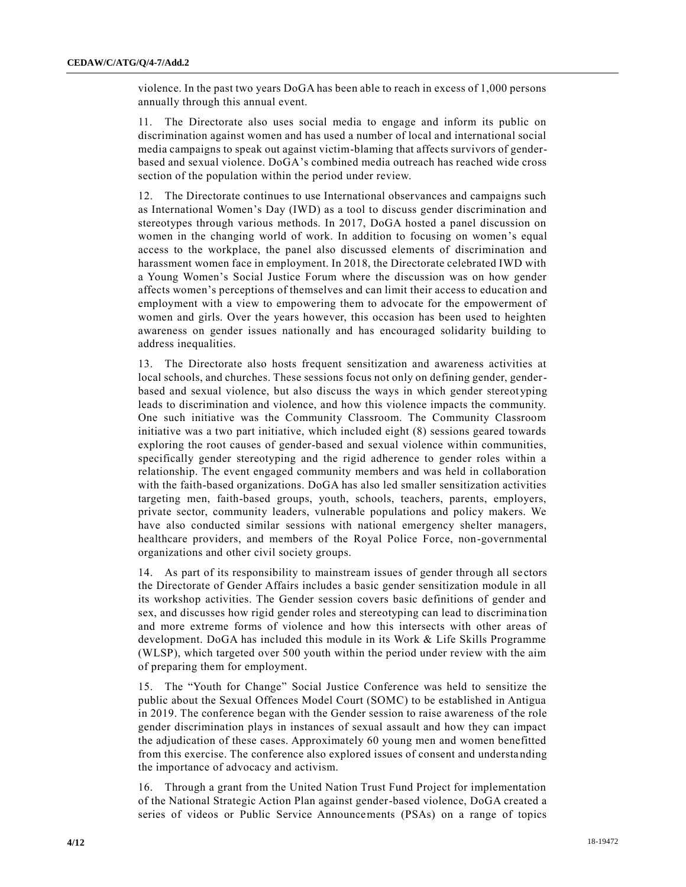violence. In the past two years DoGA has been able to reach in excess of 1,000 persons annually through this annual event.

11. The Directorate also uses social media to engage and inform its public on discrimination against women and has used a number of local and international social media campaigns to speak out against victim-blaming that affects survivors of gender-based and sexual violence. DoGA's combined media outreach has reached wide cross section of the population within the period under review.

12. The Directorate continues to use International observances and campaigns such as International Women's Day (IWD) as a tool to discuss gender discrimination and stereotypes through various methods. In 2017, DoGA hosted a panel discussion on women in the changing world of work. In addition to focusing on women's equal access to the workplace, the panel also discussed elements of discrimination and harassment women face in employment. In 2018, the Directorate celebrated IWD with a Young Women's Social Justice Forum where the discussion was on how gender affects women's perceptions of themselves and can limit their access to education and employment with a view to empowering them to advocate for the empowerment of women and girls. Over the years however, this occasion has been used to heighten awareness on gender issues nationally and has encouraged solidarity building to address inequalities.

13. The Directorate also hosts frequent sensitization and awareness activities at local schools, and churches. These sessions focus not only on defining gender, gender-based and sexual violence, but also discuss the ways in which gender stereotyping leads to discrimination and violence, and how this violence impacts the community. One such initiative was the Community Classroom. The Community Classroom initiative was a two part initiative, which included eight (8) sessions geared towards exploring the root causes of gender-based and sexual violence within communities, specifically gender stereotyping and the rigid adherence to gender roles within a relationship. The event engaged community members and was held in collaboration with the faith-based organizations. DoGA has also led smaller sensitization activities targeting men, faith-based groups, youth, schools, teachers, parents, employers, private sector, community leaders, vulnerable populations and policy makers. We have also conducted similar sessions with national emergency shelter managers, healthcare providers, and members of the Royal Police Force, non-governmental organizations and other civil society groups.

14. As part of its responsibility to mainstream issues of gender through all sectors the Directorate of Gender Affairs includes a basic gender sensitization module in all its workshop activities. The Gender session covers basic definitions of gender and sex, and discusses how rigid gender roles and stereotyping can lead to discrimination and more extreme forms of violence and how this intersects with other areas of development. DoGA has included this module in its Work & Life Skills Programme (WLSP), which targeted over 500 youth within the period under review with the aim of preparing them for employment.

15. The "Youth for Change" Social Justice Conference was held to sensitize the public about the Sexual Offences Model Court (SOMC) to be established in Antigua in 2019. The conference began with the Gender session to raise awareness of the role gender discrimination plays in instances of sexual assault and how they can impact the adjudication of these cases. Approximately 60 young men and women benefitted from this exercise. The conference also explored issues of consent and understanding the importance of advocacy and activism.

16. Through a grant from the United Nation Trust Fund Project for implementation of the National Strategic Action Plan against gender-based violence, DoGA created a series of videos or Public Service Announcements (PSAs) on a range of topics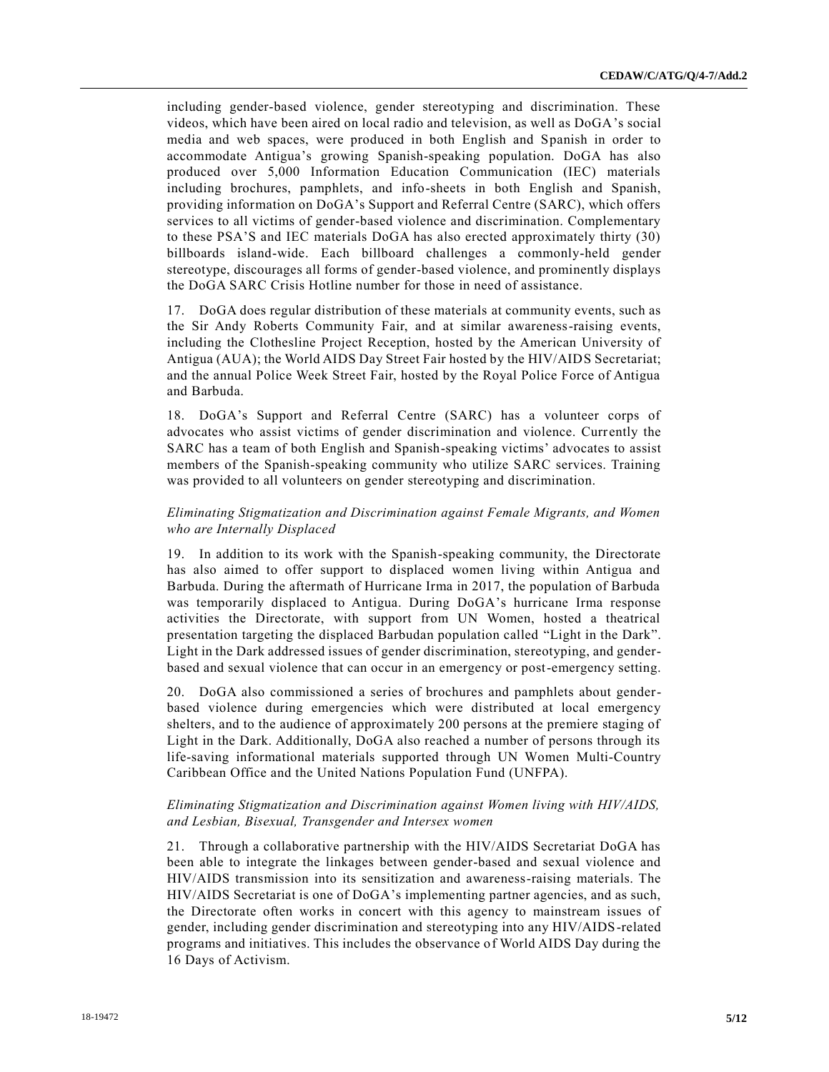including gender-based violence, gender stereotyping and discrimination. These videos, which have been aired on local radio and television, as well as DoGA's social media and web spaces, were produced in both English and Spanish in order to accommodate Antigua's growing Spanish-speaking population. DoGA has also produced over 5,000 Information Education Communication (IEC) materials including brochures, pamphlets, and info-sheets in both English and Spanish, providing information on DoGA's Support and Referral Centre (SARC), which offers services to all victims of gender-based violence and discrimination. Complementary to these PSA'S and IEC materials DoGA has also erected approximately thirty (30) billboards island-wide. Each billboard challenges a commonly-held gender stereotype, discourages all forms of gender-based violence, and prominently displays the DoGA SARC Crisis Hotline number for those in need of assistance.

17. DoGA does regular distribution of these materials at community events, such as the Sir Andy Roberts Community Fair, and at similar awareness-raising events, including the Clothesline Project Reception, hosted by the American University of Antigua (AUA); the World AIDS Day Street Fair hosted by the HIV/AIDS Secretariat; and the annual Police Week Street Fair, hosted by the Royal Police Force of Antigua and Barbuda.

18. DoGA's Support and Referral Centre (SARC) has a volunteer corps of advocates who assist victims of gender discrimination and violence. Currently the SARC has a team of both English and Spanish-speaking victims' advocates to assist members of the Spanish-speaking community who utilize SARC services. Training was provided to all volunteers on gender stereotyping and discrimination.

*Eliminating Stigmatization and Discrimination against Female Migrants, and Women who are Internally Displaced*

19. In addition to its work with the Spanish-speaking community, the Directorate has also aimed to offer support to displaced women living within Antigua and Barbuda. During the aftermath of Hurricane Irma in 2017, the population of Barbuda was temporarily displaced to Antigua. During DoGA's hurricane Irma response activities the Directorate, with support from UN Women, hosted a theatrical presentation targeting the displaced Barbudan population called "Light in the Dark". Light in the Dark addressed issues of gender discrimination, stereotyping, and gender-based and sexual violence that can occur in an emergency or post-emergency setting.

20. DoGA also commissioned a series of brochures and pamphlets about gender-based violence during emergencies which were distributed at local emergency shelters, and to the audience of approximately 200 persons at the premiere staging of Light in the Dark. Additionally, DoGA also reached a number of persons through its life-saving informational materials supported through UN Women Multi-Country Caribbean Office and the United Nations Population Fund (UNFPA).

*Eliminating Stigmatization and Discrimination against Women living with HIV/AIDS, and Lesbian, Bisexual, Transgender and Intersex women*

21. Through a collaborative partnership with the HIV/AIDS Secretariat DoGA has been able to integrate the linkages between gender-based and sexual violence and HIV/AIDS transmission into its sensitization and awareness-raising materials. The HIV/AIDS Secretariat is one of DoGA's implementing partner agencies, and as such, the Directorate often works in concert with this agency to mainstream issues of gender, including gender discrimination and stereotyping into any HIV/AIDS-related programs and initiatives. This includes the observance of World AIDS Day during the 16 Days of Activism.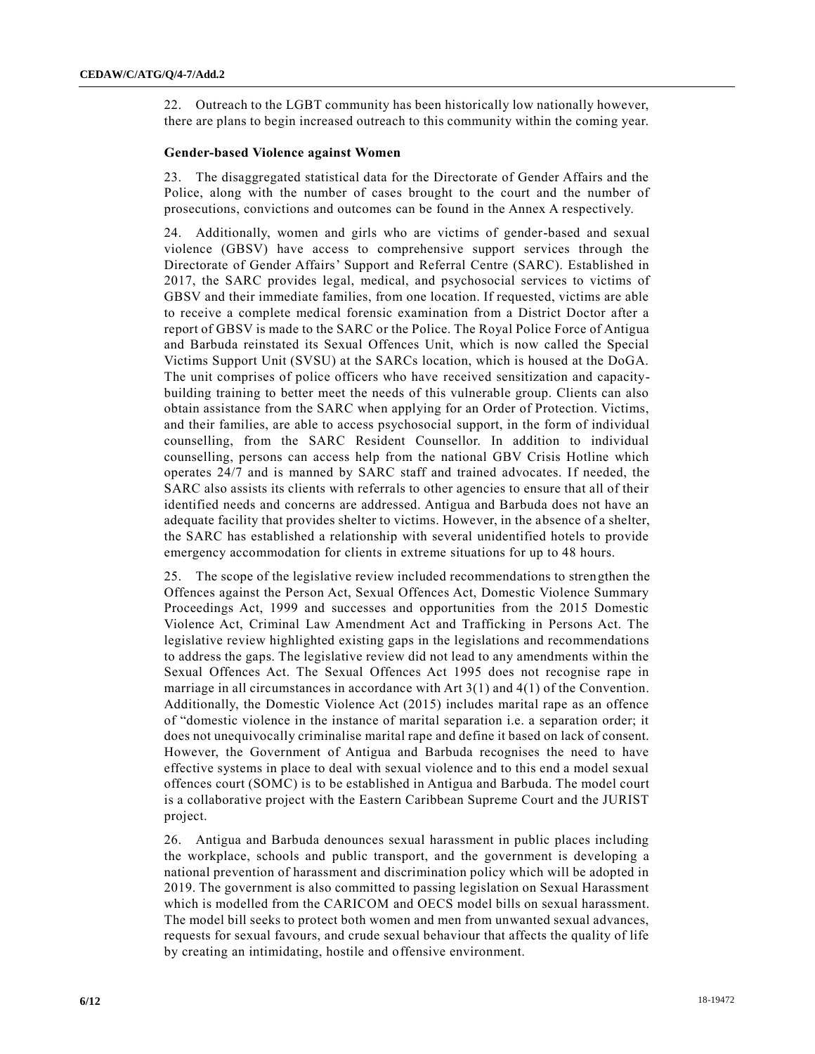22. Outreach to the LGBT community has been historically low nationally however, there are plans to begin increased outreach to this community within the coming year.

**Gender-based Violence against Women**

23. The disaggregated statistical data for the Directorate of Gender Affairs and the Police, along with the number of cases brought to the court and the number of prosecutions, convictions and outcomes can be found in the Annex A respectively.

24. Additionally, women and girls who are victims of gender-based and sexual violence (GBSV) have access to comprehensive support services through the Directorate of Gender Affairs' Support and Referral Centre (SARC). Established in 2017, the SARC provides legal, medical, and psychosocial services to victims of GBSV and their immediate families, from one location. If requested, victims are able to receive a complete medical forensic examination from a District Doctor after a report of GBSV is made to the SARC or the Police. The Royal Police Force of Antigua and Barbuda reinstated its Sexual Offences Unit, which is now called the Special Victims Support Unit (SVSU) at the SARCs location, which is housed at the DoGA. The unit comprises of police officers who have received sensitization and capacity-building training to better meet the needs of this vulnerable group. Clients can also obtain assistance from the SARC when applying for an Order of Protection. Victims, and their families, are able to access psychosocial support, in the form of individual counselling, from the SARC Resident Counsellor. In addition to individual counselling, persons can access help from the national GBV Crisis Hotline which operates 24/7 and is manned by SARC staff and trained advocates. If needed, the SARC also assists its clients with referrals to other agencies to ensure that all of their identified needs and concerns are addressed. Antigua and Barbuda does not have an adequate facility that provides shelter to victims. However, in the absence of a shelter, the SARC has established a relationship with several unidentified hotels to provide emergency accommodation for clients in extreme situations for up to 48 hours.

25. The scope of the legislative review included recommendations to strengthen the Offences against the Person Act, Sexual Offences Act, Domestic Violence Summary Proceedings Act, 1999 and successes and opportunities from the 2015 Domestic Violence Act, Criminal Law Amendment Act and Trafficking in Persons Act. The legislative review highlighted existing gaps in the legislations and recommendations to address the gaps. The legislative review did not lead to any amendments within the Sexual Offences Act. The Sexual Offences Act 1995 does not recognise rape in marriage in all circumstances in accordance with Art 3(1) and 4(1) of the Convention. Additionally, the Domestic Violence Act (2015) includes marital rape as an offence of "domestic violence in the instance of marital separation i.e. a separation order; it does not unequivocally criminalise marital rape and define it based on lack of consent. However, the Government of Antigua and Barbuda recognises the need to have effective systems in place to deal with sexual violence and to this end a model sexual offences court (SOMC) is to be established in Antigua and Barbuda. The model court is a collaborative project with the Eastern Caribbean Supreme Court and the JURIST project.

26. Antigua and Barbuda denounces sexual harassment in public places including the workplace, schools and public transport, and the government is developing a national prevention of harassment and discrimination policy which will be adopted in 2019. The government is also committed to passing legislation on Sexual Harassment which is modelled from the CARICOM and OECS model bills on sexual harassment. The model bill seeks to protect both women and men from unwanted sexual advances, requests for sexual favours, and crude sexual behaviour that affects the quality of life by creating an intimidating, hostile and offensive environment.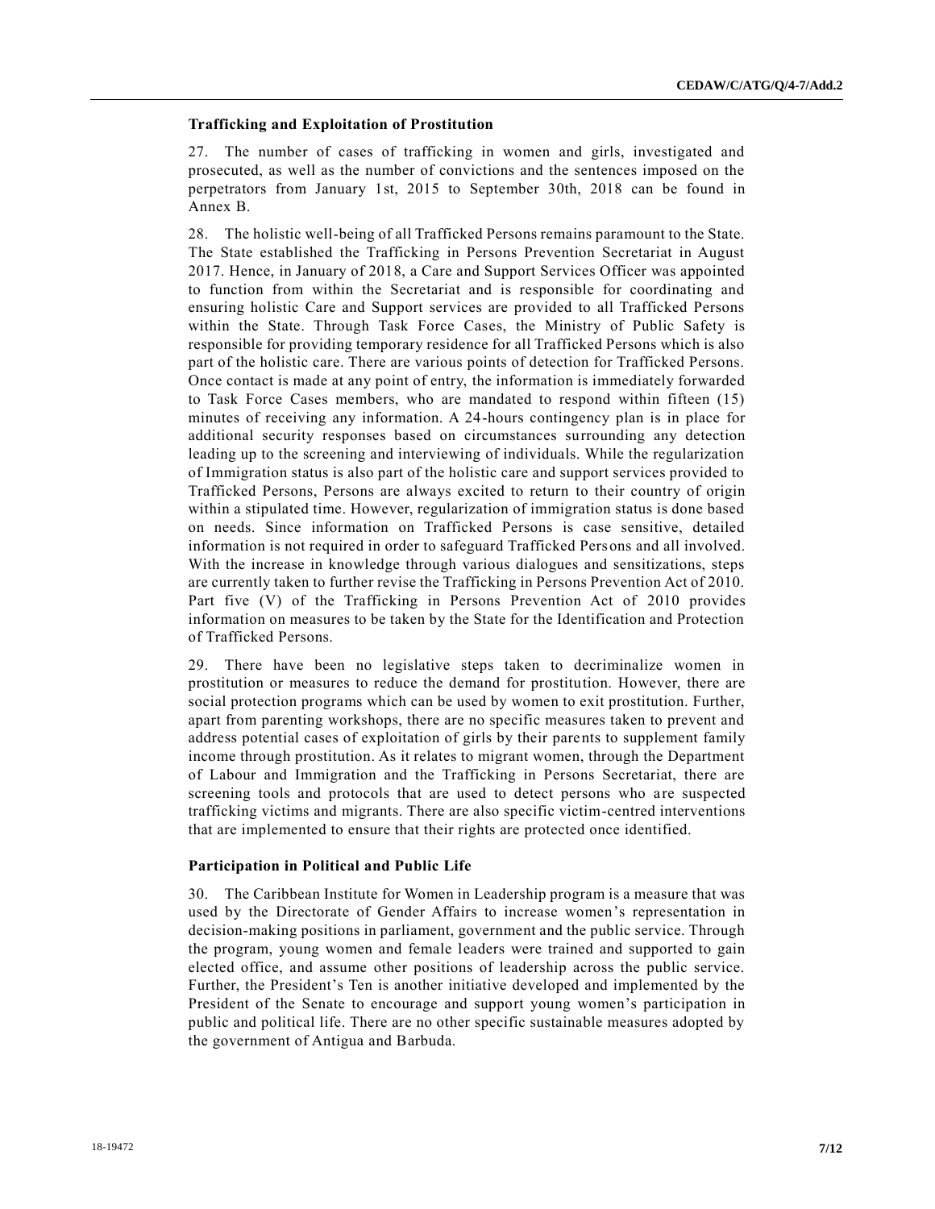### Trafficking and Exploitation of Prostitution

27. The number of cases of trafficking in women and girls, investigated and prosecuted, as well as the number of convictions and the sentences imposed on the perpetrators from January 1st, 2015 to September 30th, 2018 can be found in Annex B.

28. The holistic well-being of all Trafficked Persons remains paramount to the State. The State established the Trafficking in Persons Prevention Secretariat in August 2017. Hence, in January of 2018, a Care and Support Services Officer was appointed to function from within the Secretariat and is responsible for coordinating and ensuring holistic Care and Support services are provided to all Trafficked Persons within the State. Through Task Force Cases, the Ministry of Public Safety is responsible for providing temporary residence for all Trafficked Persons which is also part of the holistic care. There are various points of detection for Trafficked Persons. Once contact is made at any point of entry, the information is immediately forwarded to Task Force Cases members, who are mandated to respond within fifteen (15) minutes of receiving any information. A 24-hours contingency plan is in place for additional security responses based on circumstances surrounding any detection leading up to the screening and interviewing of individuals. While the regularization of Immigration status is also part of the holistic care and support services provided to Trafficked Persons, Persons are always excited to return to their country of origin within a stipulated time. However, regularization of immigration status is done based on needs. Since information on Trafficked Persons is case sensitive, detailed information is not required in order to safeguard Trafficked Persons and all involved. With the increase in knowledge through various dialogues and sensitizations, steps are currently taken to further revise the Trafficking in Persons Prevention Act of 2010. Part five (V) of the Trafficking in Persons Prevention Act of 2010 provides information on measures to be taken by the State for the Identification and Protection of Trafficked Persons.

29. There have been no legislative steps taken to decriminalize women in prostitution or measures to reduce the demand for prostitution. However, there are social protection programs which can be used by women to exit prostitution. Further, apart from parenting workshops, there are no specific measures taken to prevent and address potential cases of exploitation of girls by their parents to supplement family income through prostitution. As it relates to migrant women, through the Department of Labour and Immigration and the Trafficking in Persons Secretariat, there are screening tools and protocols that are used to detect persons who are suspected trafficking victims and migrants. There are also specific victim-centred interventions that are implemented to ensure that their rights are protected once identified.

### Participation in Political and Public Life

30. The Caribbean Institute for Women in Leadership program is a measure that was used by the Directorate of Gender Affairs to increase women's representation in decision-making positions in parliament, government and the public service. Through the program, young women and female leaders were trained and supported to gain elected office, and assume other positions of leadership across the public service. Further, the President's Ten is another initiative developed and implemented by the President of the Senate to encourage and support young women's participation in public and political life. There are no other specific sustainable measures adopted by the government of Antigua and Barbuda.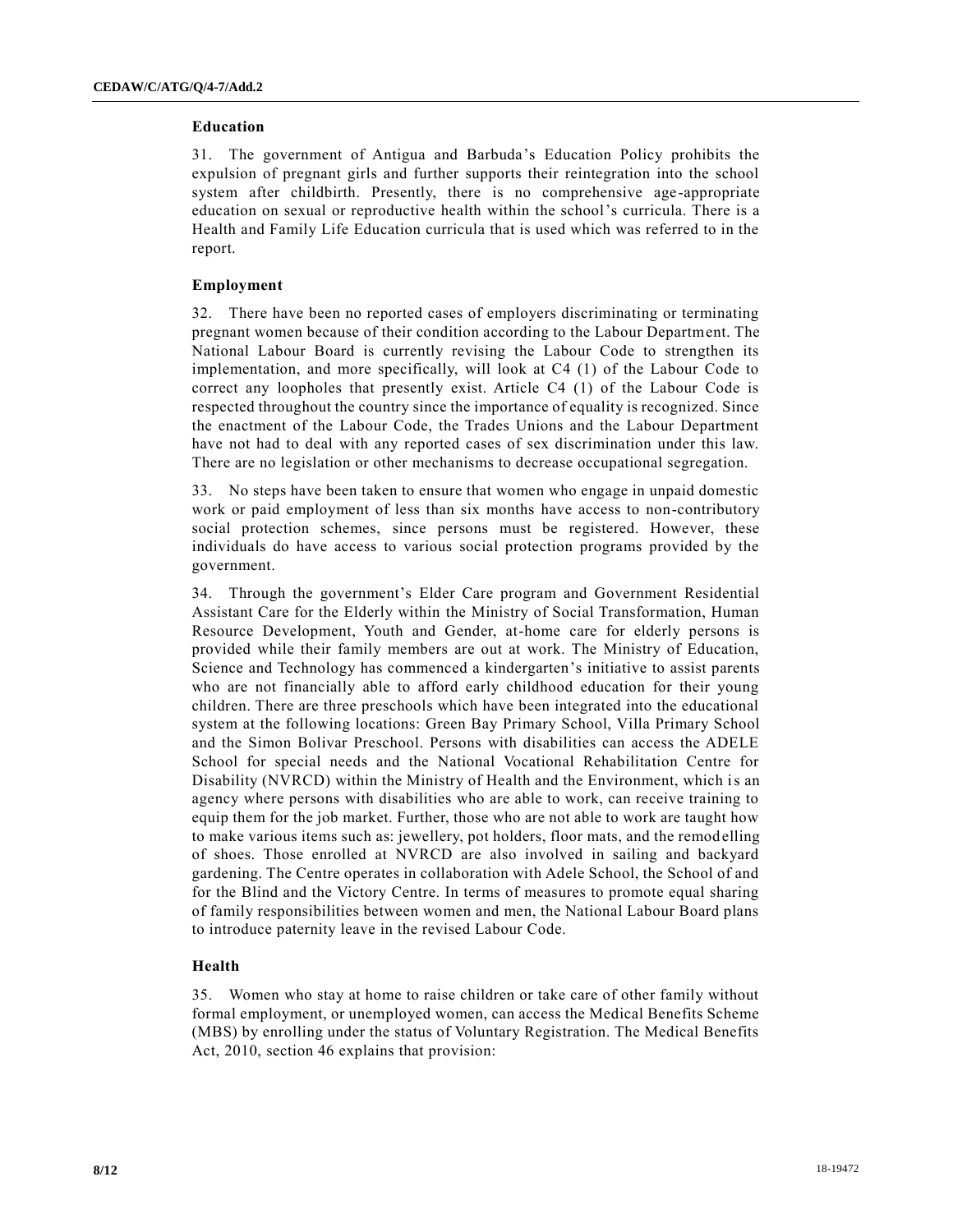### Education

31. The government of Antigua and Barbuda's Education Policy prohibits the expulsion of pregnant girls and further supports their reintegration into the school system after childbirth. Presently, there is no comprehensive age-appropriate education on sexual or reproductive health within the school's curricula. There is a Health and Family Life Education curricula that is used which was referred to in the report.

### Employment

32. There have been no reported cases of employers discriminating or terminating pregnant women because of their condition according to the Labour Department. The National Labour Board is currently revising the Labour Code to strengthen its implementation, and more specifically, will look at C4 (1) of the Labour Code to correct any loopholes that presently exist. Article C4 (1) of the Labour Code is respected throughout the country since the importance of equality is recognized. Since the enactment of the Labour Code, the Trades Unions and the Labour Department have not had to deal with any reported cases of sex discrimination under this law. There are no legislation or other mechanisms to decrease occupational segregation.

33. No steps have been taken to ensure that women who engage in unpaid domestic work or paid employment of less than six months have access to non-contributory social protection schemes, since persons must be registered. However, these individuals do have access to various social protection programs provided by the government.

34. Through the government's Elder Care program and Government Residential Assistant Care for the Elderly within the Ministry of Social Transformation, Human Resource Development, Youth and Gender, at-home care for elderly persons is provided while their family members are out at work. The Ministry of Education, Science and Technology has commenced a kindergarten's initiative to assist parents who are not financially able to afford early childhood education for their young children. There are three preschools which have been integrated into the educational system at the following locations: Green Bay Primary School, Villa Primary School and the Simon Bolivar Preschool. Persons with disabilities can access the ADELE School for special needs and the National Vocational Rehabilitation Centre for Disability (NVRCD) within the Ministry of Health and the Environment, which is an agency where persons with disabilities who are able to work, can receive training to equip them for the job market. Further, those who are not able to work are taught how to make various items such as: jewellery, pot holders, floor mats, and the remodelling of shoes. Those enrolled at NVRCD are also involved in sailing and backyard gardening. The Centre operates in collaboration with Adele School, the School of and for the Blind and the Victory Centre. In terms of measures to promote equal sharing of family responsibilities between women and men, the National Labour Board plans to introduce paternity leave in the revised Labour Code.

### Health

35. Women who stay at home to raise children or take care of other family without formal employment, or unemployed women, can access the Medical Benefits Scheme (MBS) by enrolling under the status of Voluntary Registration. The Medical Benefits Act, 2010, section 46 explains that provision: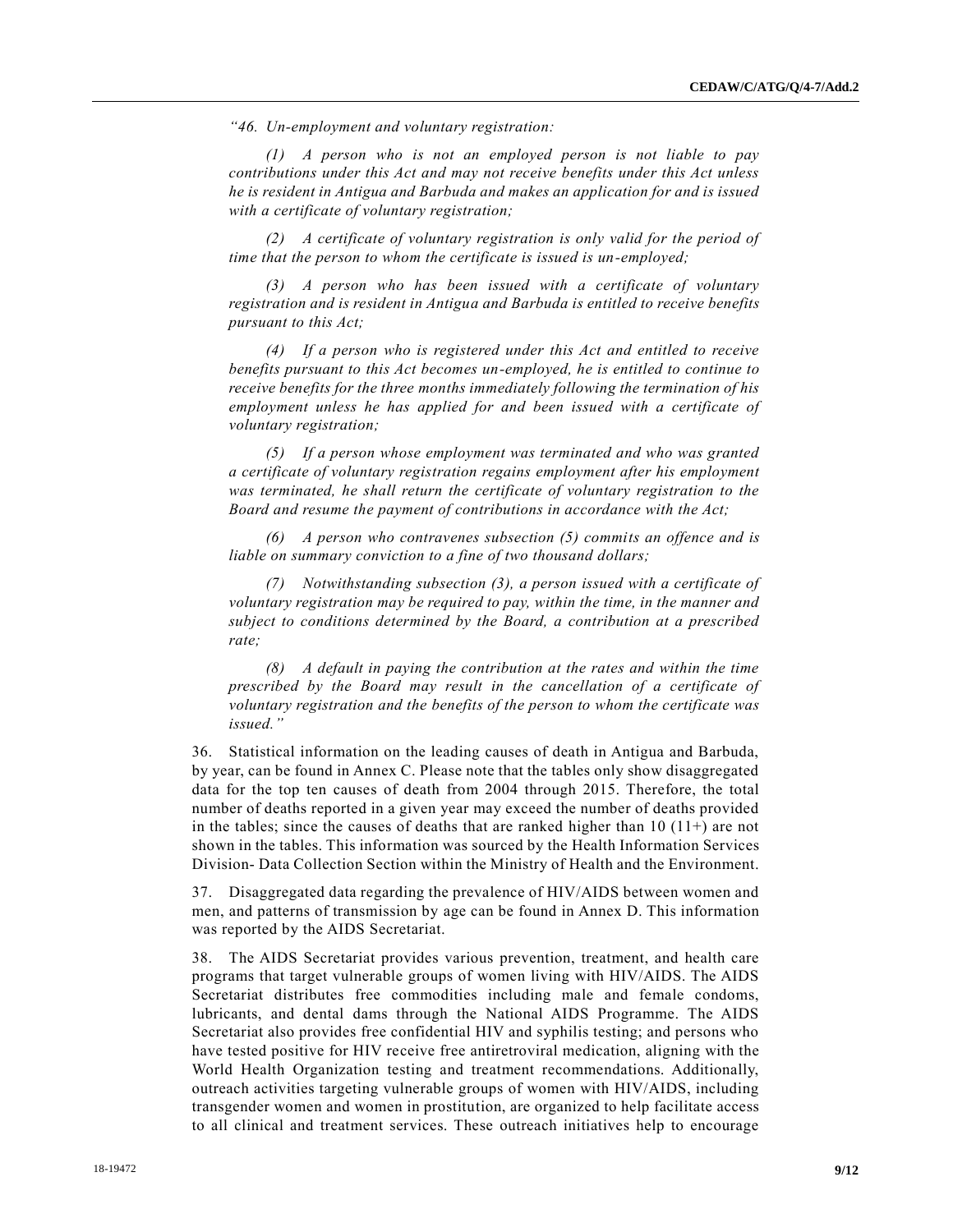*"46. Un-employment and voluntary registration:*

*(1) A person who is not an employed person is not liable to pay contributions under this Act and may not receive benefits under this Act unless he is resident in Antigua and Barbuda and makes an application for and is issued with a certificate of voluntary registration;*

*(2) A certificate of voluntary registration is only valid for the period of time that the person to whom the certificate is issued is un-employed;*

*(3) A person who has been issued with a certificate of voluntary registration and is resident in Antigua and Barbuda is entitled to receive benefits pursuant to this Act;*

*(4) If a person who is registered under this Act and entitled to receive benefits pursuant to this Act becomes un-employed, he is entitled to continue to receive benefits for the three months immediately following the termination of his employment unless he has applied for and been issued with a certificate of voluntary registration;*

*(5) If a person whose employment was terminated and who was granted a certificate of voluntary registration regains employment after his employment was terminated, he shall return the certificate of voluntary registration to the Board and resume the payment of contributions in accordance with the Act;*

*(6) A person who contravenes subsection (5) commits an offence and is liable on summary conviction to a fine of two thousand dollars;*

*(7) Notwithstanding subsection (3), a person issued with a certificate of voluntary registration may be required to pay, within the time, in the manner and subject to conditions determined by the Board, a contribution at a prescribed rate;*

*(8) A default in paying the contribution at the rates and within the time prescribed by the Board may result in the cancellation of a certificate of voluntary registration and the benefits of the person to whom the certificate was issued."*

36. Statistical information on the leading causes of death in Antigua and Barbuda, by year, can be found in Annex C. Please note that the tables only show disaggregated data for the top ten causes of death from 2004 through 2015. Therefore, the total number of deaths reported in a given year may exceed the number of deaths provided in the tables; since the causes of deaths that are ranked higher than 10 (11+) are not shown in the tables. This information was sourced by the Health Information Services Division- Data Collection Section within the Ministry of Health and the Environment.

37. Disaggregated data regarding the prevalence of HIV/AIDS between women and men, and patterns of transmission by age can be found in Annex D. This information was reported by the AIDS Secretariat.

38. The AIDS Secretariat provides various prevention, treatment, and health care programs that target vulnerable groups of women living with HIV/AIDS. The AIDS Secretariat distributes free commodities including male and female condoms, lubricants, and dental dams through the National AIDS Programme. The AIDS Secretariat also provides free confidential HIV and syphilis testing; and persons who have tested positive for HIV receive free antiretroviral medication, aligning with the World Health Organization testing and treatment recommendations. Additionally, outreach activities targeting vulnerable groups of women with HIV/AIDS, including transgender women and women in prostitution, are organized to help facilitate access to all clinical and treatment services. These outreach initiatives help to encourage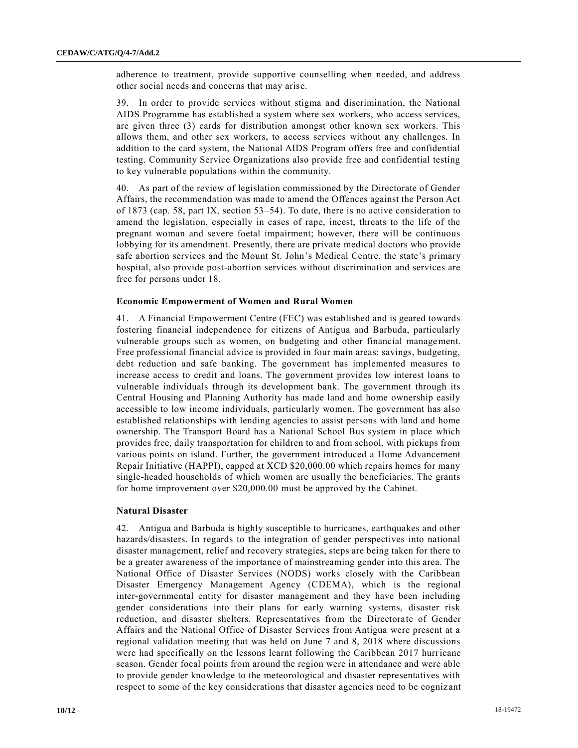adherence to treatment, provide supportive counselling when needed, and address other social needs and concerns that may arise.

39. In order to provide services without stigma and discrimination, the National AIDS Programme has established a system where sex workers, who access services, are given three (3) cards for distribution amongst other known sex workers. This allows them, and other sex workers, to access services without any challenges. In addition to the card system, the National AIDS Program offers free and confidential testing. Community Service Organizations also provide free and confidential testing to key vulnerable populations within the community.

40. As part of the review of legislation commissioned by the Directorate of Gender Affairs, the recommendation was made to amend the Offences against the Person Act of 1873 (cap. 58, part IX, section 53–54). To date, there is no active consideration to amend the legislation, especially in cases of rape, incest, threats to the life of the pregnant woman and severe foetal impairment; however, there will be continuous lobbying for its amendment. Presently, there are private medical doctors who provide safe abortion services and the Mount St. John's Medical Centre, the state's primary hospital, also provide post-abortion services without discrimination and services are free for persons under 18.

### Economic Empowerment of Women and Rural Women

41. A Financial Empowerment Centre (FEC) was established and is geared towards fostering financial independence for citizens of Antigua and Barbuda, particularly vulnerable groups such as women, on budgeting and other financial management. Free professional financial advice is provided in four main areas: savings, budgeting, debt reduction and safe banking. The government has implemented measures to increase access to credit and loans. The government provides low interest loans to vulnerable individuals through its development bank. The government through its Central Housing and Planning Authority has made land and home ownership easily accessible to low income individuals, particularly women. The government has also established relationships with lending agencies to assist persons with land and home ownership. The Transport Board has a National School Bus system in place which provides free, daily transportation for children to and from school, with pickups from various points on island. Further, the government introduced a Home Advancement Repair Initiative (HAPPI), capped at XCD $20,000.00 which repairs homes for many single-headed households of which women are usually the beneficiaries. The grants for home improvement over $20,000.00 must be approved by the Cabinet.

### Natural Disaster

42. Antigua and Barbuda is highly susceptible to hurricanes, earthquakes and other hazards/disasters. In regards to the integration of gender perspectives into national disaster management, relief and recovery strategies, steps are being taken for there to be a greater awareness of the importance of mainstreaming gender into this area. The National Office of Disaster Services (NODS) works closely with the Caribbean Disaster Emergency Management Agency (CDEMA), which is the regional inter-governmental entity for disaster management and they have been including gender considerations into their plans for early warning systems, disaster risk reduction, and disaster shelters. Representatives from the Directorate of Gender Affairs and the National Office of Disaster Services from Antigua were present at a regional validation meeting that was held on June 7 and 8, 2018 where discussions were had specifically on the lessons learnt following the Caribbean 2017 hurricane season. Gender focal points from around the region were in attendance and were able to provide gender knowledge to the meteorological and disaster representatives with respect to some of the key considerations that disaster agencies need to be cognizant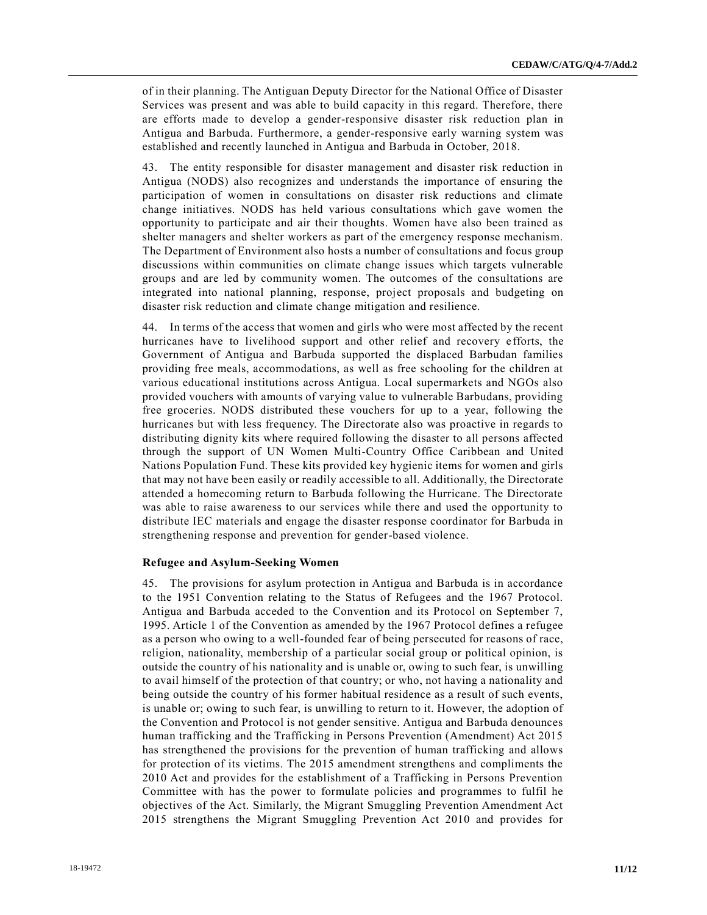of in their planning. The Antiguan Deputy Director for the National Office of Disaster Services was present and was able to build capacity in this regard. Therefore, there are efforts made to develop a gender-responsive disaster risk reduction plan in Antigua and Barbuda. Furthermore, a gender-responsive early warning system was established and recently launched in Antigua and Barbuda in October, 2018.

43. The entity responsible for disaster management and disaster risk reduction in Antigua (NODS) also recognizes and understands the importance of ensuring the participation of women in consultations on disaster risk reductions and climate change initiatives. NODS has held various consultations which gave women the opportunity to participate and air their thoughts. Women have also been trained as shelter managers and shelter workers as part of the emergency response mechanism. The Department of Environment also hosts a number of consultations and focus group discussions within communities on climate change issues which targets vulnerable groups and are led by community women. The outcomes of the consultations are integrated into national planning, response, project proposals and budgeting on disaster risk reduction and climate change mitigation and resilience.

44. In terms of the access that women and girls who were most affected by the recent hurricanes have to livelihood support and other relief and recovery efforts, the Government of Antigua and Barbuda supported the displaced Barbudan families providing free meals, accommodations, as well as free schooling for the children at various educational institutions across Antigua. Local supermarkets and NGOs also provided vouchers with amounts of varying value to vulnerable Barbudans, providing free groceries. NODS distributed these vouchers for up to a year, following the hurricanes but with less frequency. The Directorate also was proactive in regards to distributing dignity kits where required following the disaster to all persons affected through the support of UN Women Multi-Country Office Caribbean and United Nations Population Fund. These kits provided key hygienic items for women and girls that may not have been easily or readily accessible to all. Additionally, the Directorate attended a homecoming return to Barbuda following the Hurricane. The Directorate was able to raise awareness to our services while there and used the opportunity to distribute IEC materials and engage the disaster response coordinator for Barbuda in strengthening response and prevention for gender-based violence.

### Refugee and Asylum-Seeking Women

45. The provisions for asylum protection in Antigua and Barbuda is in accordance to the 1951 Convention relating to the Status of Refugees and the 1967 Protocol. Antigua and Barbuda acceded to the Convention and its Protocol on September 7, 1995. Article 1 of the Convention as amended by the 1967 Protocol defines a refugee as a person who owing to a well-founded fear of being persecuted for reasons of race, religion, nationality, membership of a particular social group or political opinion, is outside the country of his nationality and is unable or, owing to such fear, is unwilling to avail himself of the protection of that country; or who, not having a nationality and being outside the country of his former habitual residence as a result of such events, is unable or; owing to such fear, is unwilling to return to it. However, the adoption of the Convention and Protocol is not gender sensitive. Antigua and Barbuda denounces human trafficking and the Trafficking in Persons Prevention (Amendment) Act 2015 has strengthened the provisions for the prevention of human trafficking and allows for protection of its victims. The 2015 amendment strengthens and compliments the 2010 Act and provides for the establishment of a Trafficking in Persons Prevention Committee with has the power to formulate policies and programmes to fulfil he objectives of the Act. Similarly, the Migrant Smuggling Prevention Amendment Act 2015 strengthens the Migrant Smuggling Prevention Act 2010 and provides for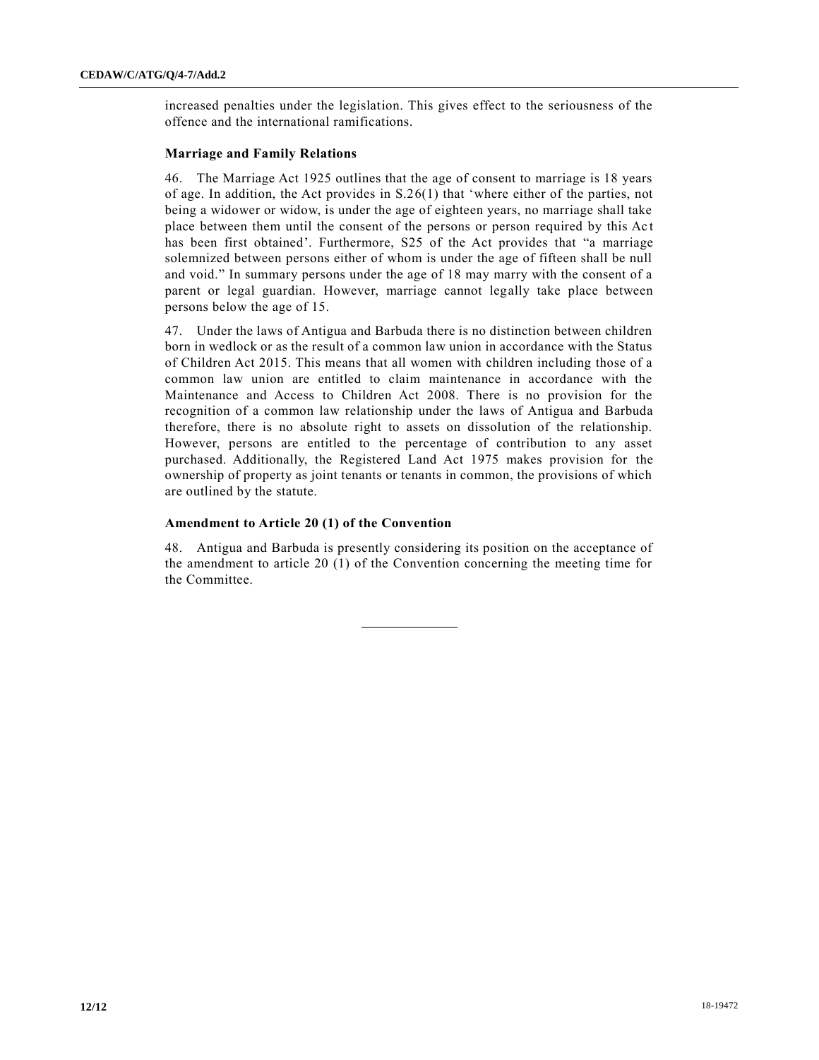increased penalties under the legislation. This gives effect to the seriousness of the offence and the international ramifications.

### Marriage and Family Relations

46. The Marriage Act 1925 outlines that the age of consent to marriage is 18 years of age. In addition, the Act provides in S.26(1) that 'where either of the parties, not being a widower or widow, is under the age of eighteen years, no marriage shall take place between them until the consent of the persons or person required by this Act has been first obtained'. Furthermore, S25 of the Act provides that "a marriage solemnized between persons either of whom is under the age of fifteen shall be null and void." In summary persons under the age of 18 may marry with the consent of a parent or legal guardian. However, marriage cannot legally take place between persons below the age of 15.

47. Under the laws of Antigua and Barbuda there is no distinction between children born in wedlock or as the result of a common law union in accordance with the Status of Children Act 2015. This means that all women with children including those of a common law union are entitled to claim maintenance in accordance with the Maintenance and Access to Children Act 2008. There is no provision for the recognition of a common law relationship under the laws of Antigua and Barbuda therefore, there is no absolute right to assets on dissolution of the relationship. However, persons are entitled to the percentage of contribution to any asset purchased. Additionally, the Registered Land Act 1975 makes provision for the ownership of property as joint tenants or tenants in common, the provisions of which are outlined by the statute.

### Amendment to Article 20 (1) of the Convention

48. Antigua and Barbuda is presently considering its position on the acceptance of the amendment to article 20 (1) of the Convention concerning the meeting time for the Committee.